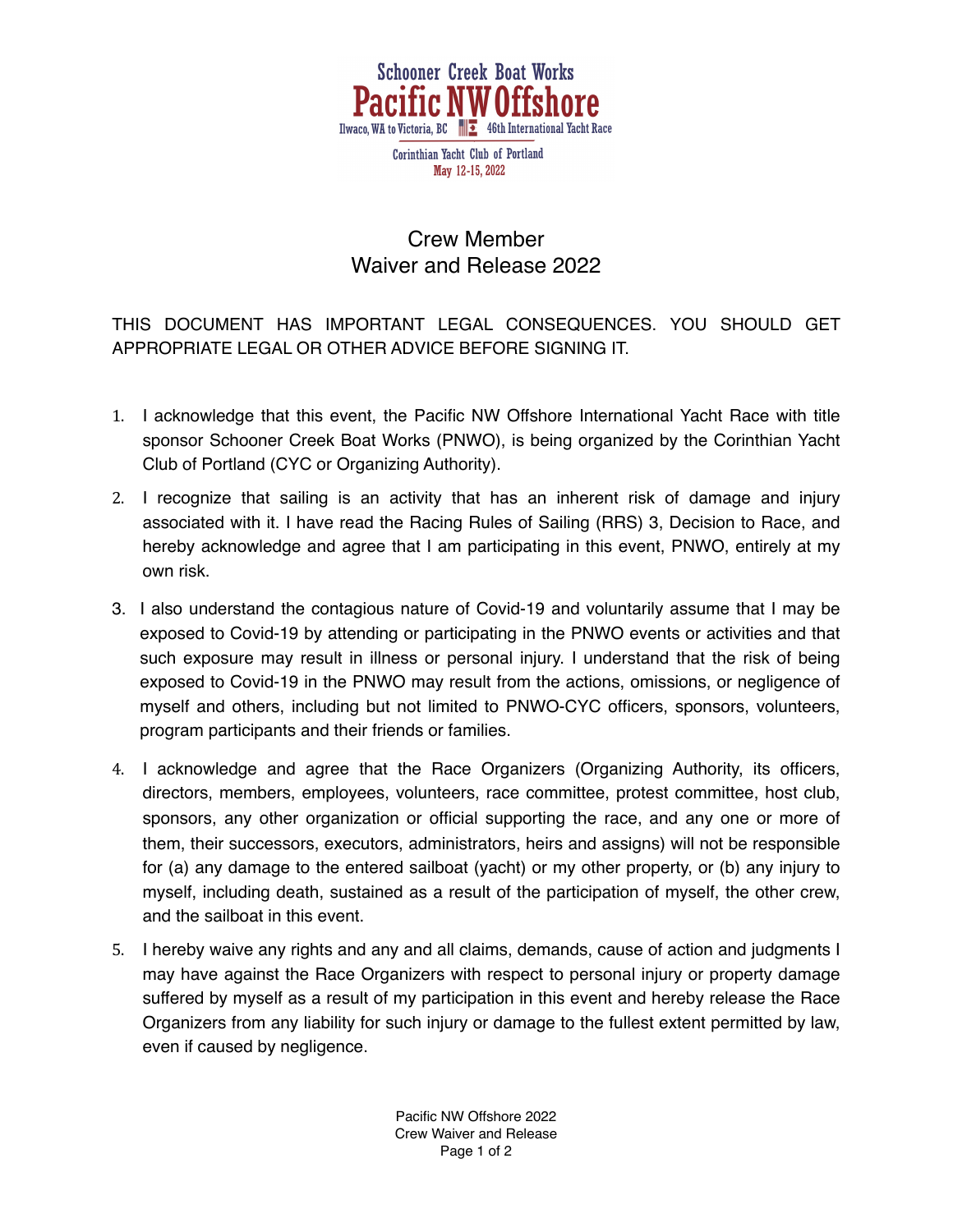Schooner Creek Boat Works

**Pacific NW Offshore**

Ilwaco, WA to Victoria, BC — 46th International Yacht Race

Corinthian Yacht Club of Portland

May 12-15, 2022

# Crew Member
# Waiver and Release 2022

THIS DOCUMENT HAS IMPORTANT LEGAL CONSEQUENCES. YOU SHOULD GET APPROPRIATE LEGAL OR OTHER ADVICE BEFORE SIGNING IT.

1. I acknowledge that this event, the Pacific NW Offshore International Yacht Race with title sponsor Schooner Creek Boat Works (PNWO), is being organized by the Corinthian Yacht Club of Portland (CYC or Organizing Authority).

2. I recognize that sailing is an activity that has an inherent risk of damage and injury associated with it. I have read the Racing Rules of Sailing (RRS) 3, Decision to Race, and hereby acknowledge and agree that I am participating in this event, PNWO, entirely at my own risk.

3. I also understand the contagious nature of Covid-19 and voluntarily assume that I may be exposed to Covid-19 by attending or participating in the PNWO events or activities and that such exposure may result in illness or personal injury. I understand that the risk of being exposed to Covid-19 in the PNWO may result from the actions, omissions, or negligence of myself and others, including but not limited to PNWO-CYC officers, sponsors, volunteers, program participants and their friends or families.

4. I acknowledge and agree that the Race Organizers (Organizing Authority, its officers, directors, members, employees, volunteers, race committee, protest committee, host club, sponsors, any other organization or official supporting the race, and any one or more of them, their successors, executors, administrators, heirs and assigns) will not be responsible for (a) any damage to the entered sailboat (yacht) or my other property, or (b) any injury to myself, including death, sustained as a result of the participation of myself, the other crew, and the sailboat in this event.

5. I hereby waive any rights and any and all claims, demands, cause of action and judgments I may have against the Race Organizers with respect to personal injury or property damage suffered by myself as a result of my participation in this event and hereby release the Race Organizers from any liability for such injury or damage to the fullest extent permitted by law, even if caused by negligence.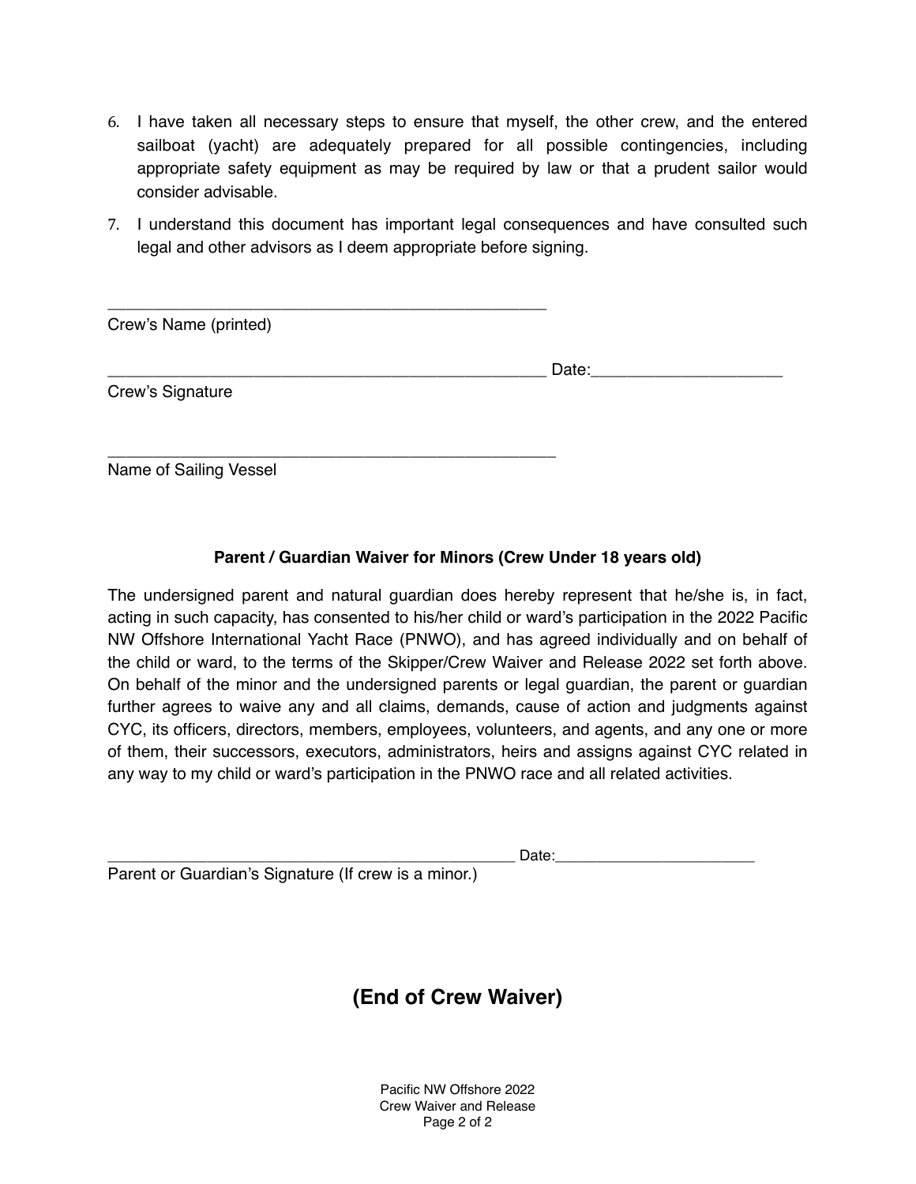6. I have taken all necessary steps to ensure that myself, the other crew, and the entered sailboat (yacht) are adequately prepared for all possible contingencies, including appropriate safety equipment as may be required by law or that a prudent sailor would consider advisable.
7. I understand this document has important legal consequences and have consulted such legal and other advisors as I deem appropriate before signing.

\_\_\_\_\_\_\_\_\_\_\_\_\_\_\_\_\_\_\_\_\_\_\_\_\_\_\_\_\_\_\_\_\_\_\_\_\_\_\_\_\_\_\_\_\_\_\_\_
Crew's Name (printed)

\_\_\_\_\_\_\_\_\_\_\_\_\_\_\_\_\_\_\_\_\_\_\_\_\_\_\_\_\_\_\_\_\_\_\_\_\_\_\_\_\_\_\_\_\_\_\_\_ Date:\_\_\_\_\_\_\_\_\_\_\_\_\_\_\_\_\_\_\_\_
Crew's Signature

\_\_\_\_\_\_\_\_\_\_\_\_\_\_\_\_\_\_\_\_\_\_\_\_\_\_\_\_\_\_\_\_\_\_\_\_\_\_\_\_\_\_\_\_\_\_\_\_
Name of Sailing Vessel

**Parent / Guardian Waiver for Minors (Crew Under 18 years old)**

The undersigned parent and natural guardian does hereby represent that he/she is, in fact, acting in such capacity, has consented to his/her child or ward's participation in the 2022 Pacific NW Offshore International Yacht Race (PNWO), and has agreed individually and on behalf of the child or ward, to the terms of the Skipper/Crew Waiver and Release 2022 set forth above. On behalf of the minor and the undersigned parents or legal guardian, the parent or guardian further agrees to waive any and all claims, demands, cause of action and judgments against CYC, its officers, directors, members, employees, volunteers, and agents, and any one or more of them, their successors, executors, administrators, heirs and assigns against CYC related in any way to my child or ward's participation in the PNWO race and all related activities.

\_\_\_\_\_\_\_\_\_\_\_\_\_\_\_\_\_\_\_\_\_\_\_\_\_\_\_\_\_\_\_\_\_\_\_\_\_\_\_\_\_\_\_\_\_\_ Date:\_\_\_\_\_\_\_\_\_\_\_\_\_\_\_\_\_\_\_\_\_\_
Parent or Guardian's Signature (If crew is a minor.)

## (End of Crew Waiver)